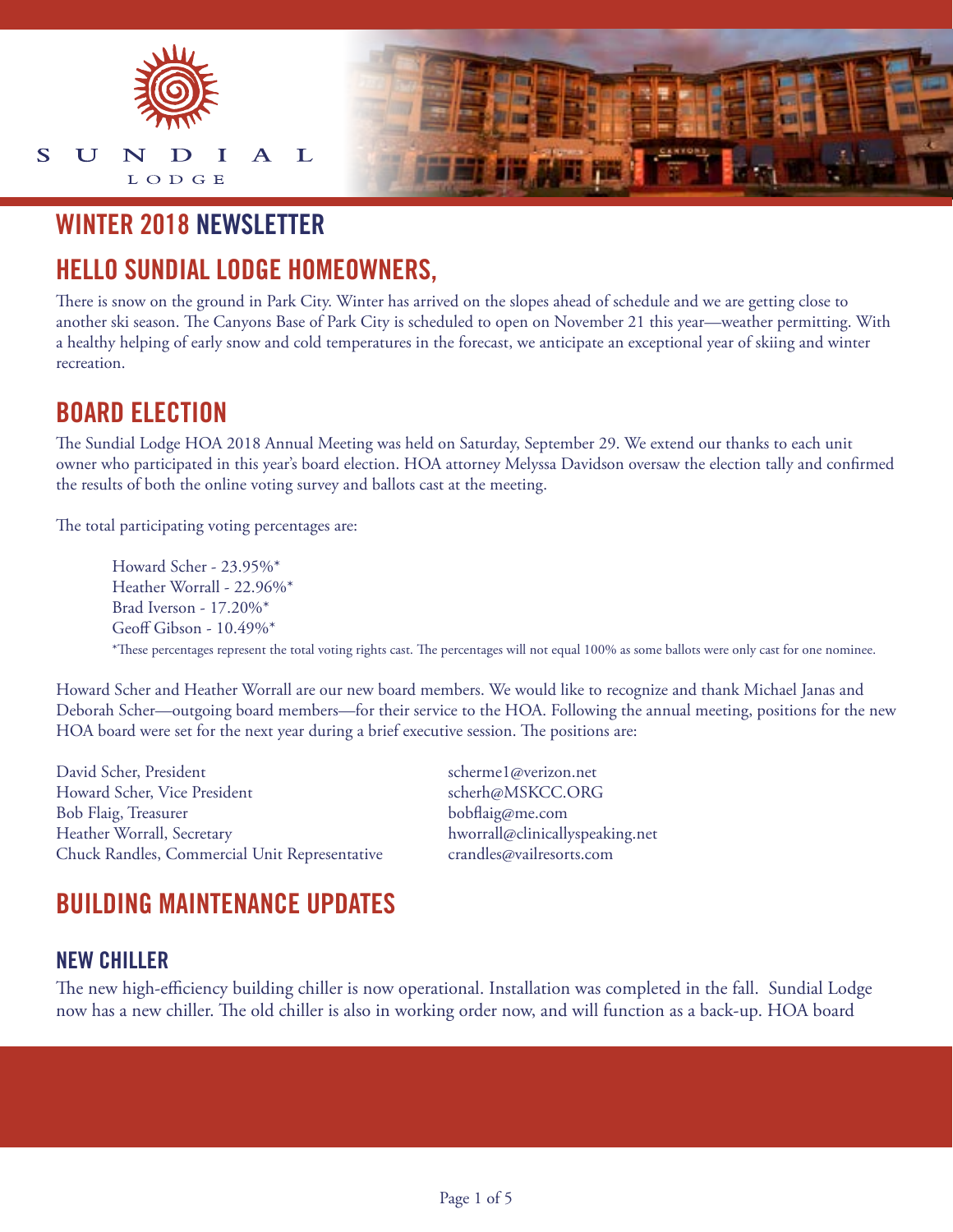# WINTER 2018 NEWSLETTER

## HELLO SUNDIAL LODGE HOMEOWNERS,

There is snow on the ground in Park City. Winter has arrived on the slopes ahead of schedule and we are getting close to another ski season. The Canyons Base of Park City is scheduled to open on November 21 this year—weather permitting. With a healthy helping of early snow and cold temperatures in the forecast, we anticipate an exceptional year of skiing and winter recreation.

## BOARD ELECTION

The Sundial Lodge HOA 2018 Annual Meeting was held on Saturday, September 29. We extend our thanks to each unit owner who participated in this year's board election. HOA attorney Melyssa Davidson oversaw the election tally and confirmed the results of both the online voting survey and ballots cast at the meeting.

The total participating voting percentages are:

Howard Scher - 23.95%*
Heather Worrall - 22.96%*
Brad Iverson - 17.20%*
Geoff Gibson - 10.49%*

*These percentages represent the total voting rights cast. The percentages will not equal 100% as some ballots were only cast for one nominee.

Howard Scher and Heather Worrall are our new board members. We would like to recognize and thank Michael Janas and Deborah Scher—outgoing board members—for their service to the HOA. Following the annual meeting, positions for the new HOA board were set for the next year during a brief executive session. The positions are:

| | |
|---|---|
| David Scher, President | scherme1@verizon.net |
| Howard Scher, Vice President | scherh@MSKCC.ORG |
| Bob Flaig, Treasurer | bobflaig@me.com |
| Heather Worrall, Secretary | hworrall@clinicallyspeaking.net |
| Chuck Randles, Commercial Unit Representative | crandles@vailresorts.com |

## BUILDING MAINTENANCE UPDATES

### NEW CHILLER

The new high-efficiency building chiller is now operational. Installation was completed in the fall. Sundial Lodge now has a new chiller. The old chiller is also in working order now, and will function as a back-up. HOA board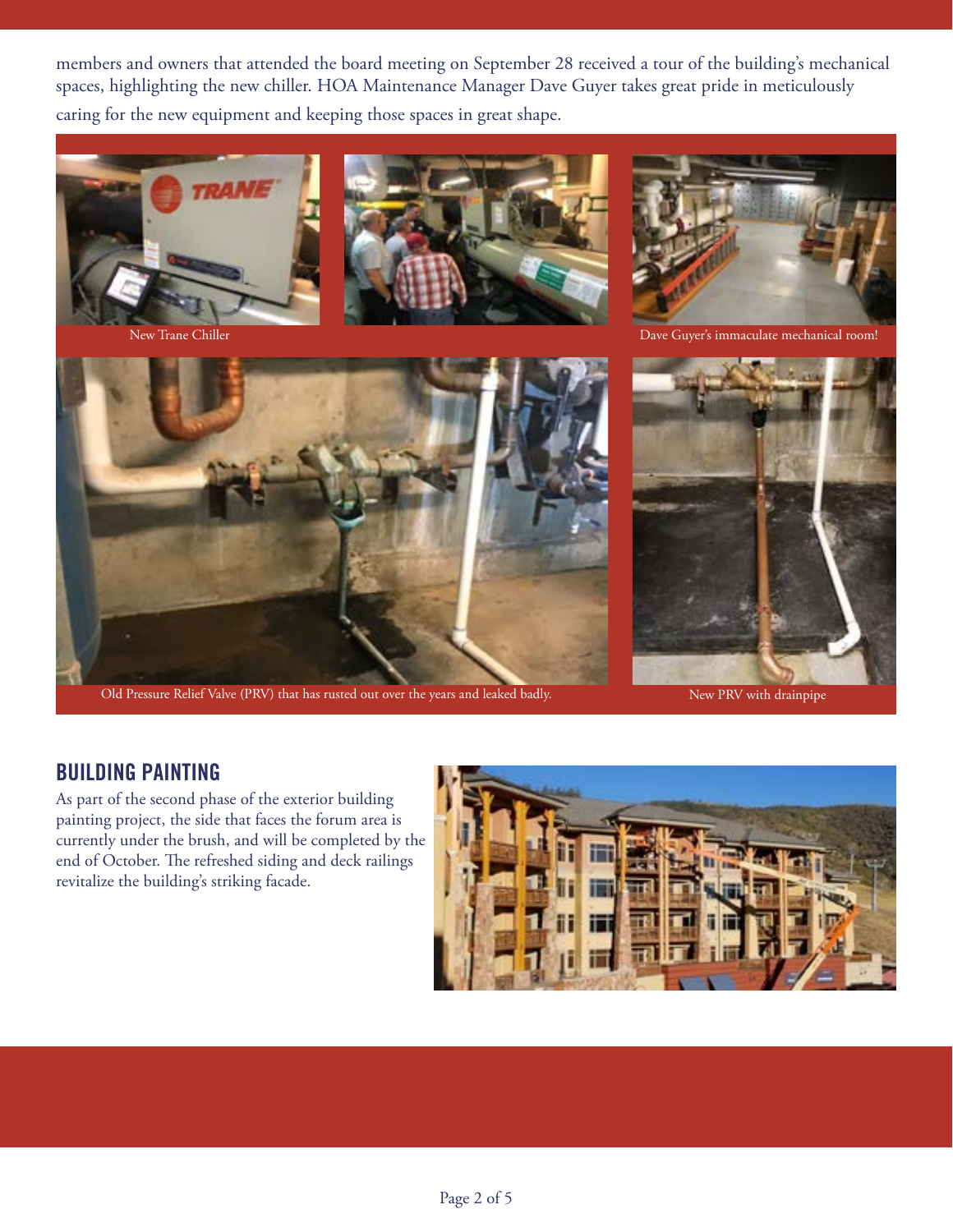members and owners that attended the board meeting on September 28 received a tour of the building's mechanical spaces, highlighting the new chiller. HOA Maintenance Manager Dave Guyer takes great pride in meticulously caring for the new equipment and keeping those spaces in great shape.

New Trane Chiller

Dave Guyer's immaculate mechanical room!

Old Pressure Relief Valve (PRV) that has rusted out over the years and leaked badly.

New PRV with drainpipe

## BUILDING PAINTING

As part of the second phase of the exterior building painting project, the side that faces the forum area is currently under the brush, and will be completed by the end of October. The refreshed siding and deck railings revitalize the building's striking facade.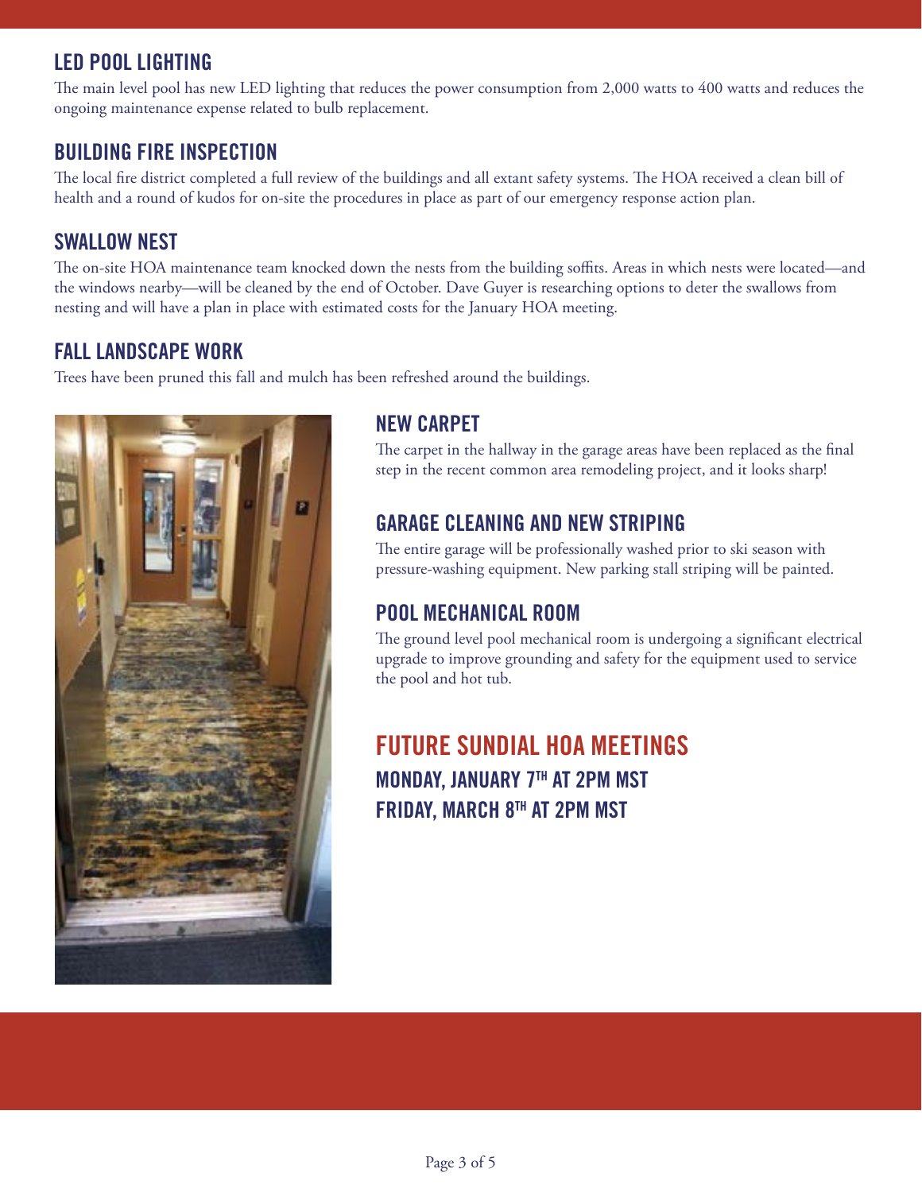## LED POOL LIGHTING

The main level pool has new LED lighting that reduces the power consumption from 2,000 watts to 400 watts and reduces the ongoing maintenance expense related to bulb replacement.

## BUILDING FIRE INSPECTION

The local fire district completed a full review of the buildings and all extant safety systems. The HOA received a clean bill of health and a round of kudos for on-site the procedures in place as part of our emergency response action plan.

## SWALLOW NEST

The on-site HOA maintenance team knocked down the nests from the building soffits. Areas in which nests were located—and the windows nearby—will be cleaned by the end of October. Dave Guyer is researching options to deter the swallows from nesting and will have a plan in place with estimated costs for the January HOA meeting.

## FALL LANDSCAPE WORK

Trees have been pruned this fall and mulch has been refreshed around the buildings.

## NEW CARPET

The carpet in the hallway in the garage areas have been replaced as the final step in the recent common area remodeling project, and it looks sharp!

## GARAGE CLEANING AND NEW STRIPING

The entire garage will be professionally washed prior to ski season with pressure-washing equipment. New parking stall striping will be painted.

## POOL MECHANICAL ROOM

The ground level pool mechanical room is undergoing a significant electrical upgrade to improve grounding and safety for the equipment used to service the pool and hot tub.

## FUTURE SUNDIAL HOA MEETINGS

**MONDAY, JANUARY 7TH AT 2PM MST**

**FRIDAY, MARCH 8TH AT 2PM MST**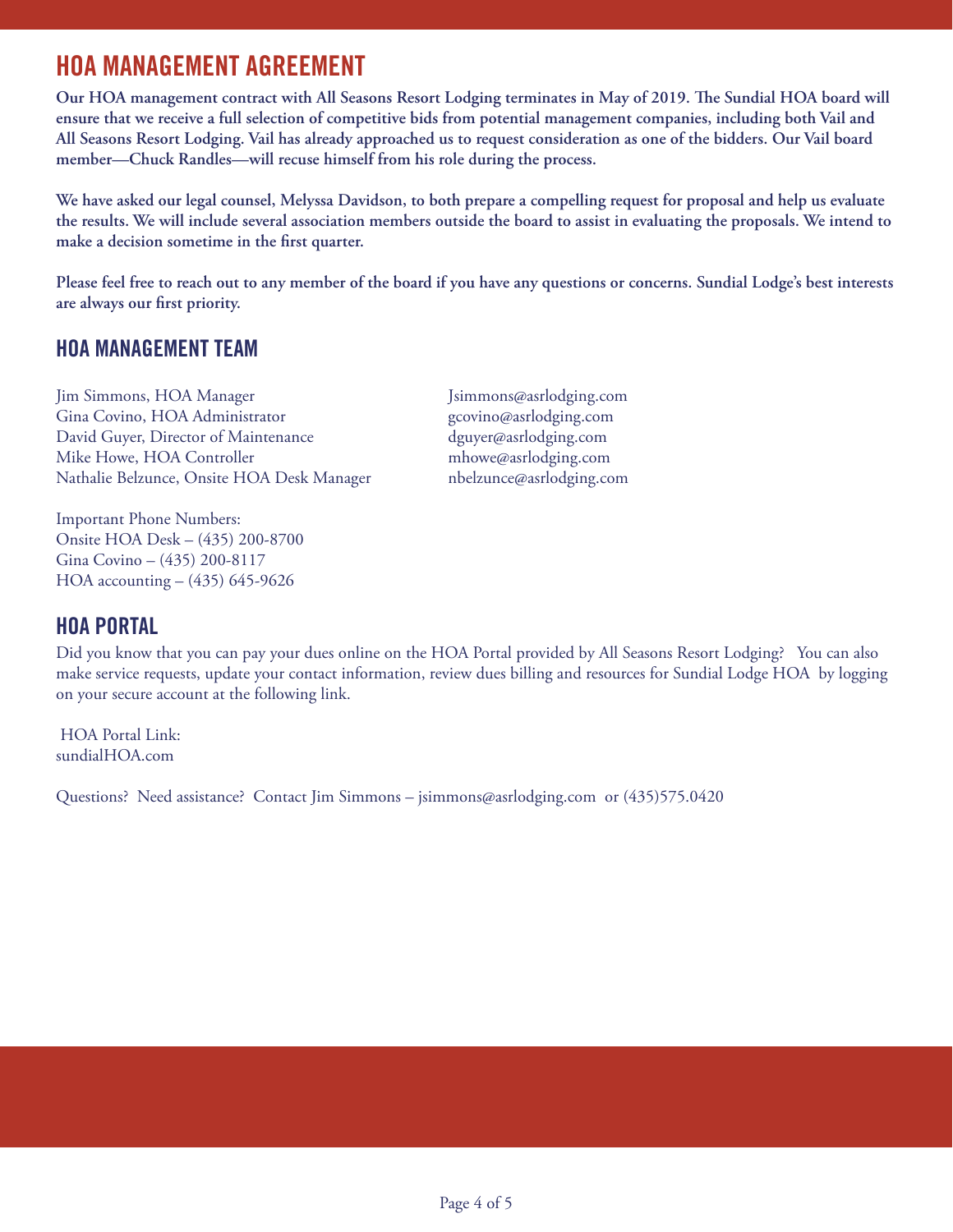## HOA MANAGEMENT AGREEMENT

**Our HOA management contract with All Seasons Resort Lodging terminates in May of 2019. The Sundial HOA board will ensure that we receive a full selection of competitive bids from potential management companies, including both Vail and All Seasons Resort Lodging. Vail has already approached us to request consideration as one of the bidders. Our Vail board member—Chuck Randles—will recuse himself from his role during the process.**

**We have asked our legal counsel, Melyssa Davidson, to both prepare a compelling request for proposal and help us evaluate the results. We will include several association members outside the board to assist in evaluating the proposals. We intend to make a decision sometime in the first quarter.**

**Please feel free to reach out to any member of the board if you have any questions or concerns. Sundial Lodge's best interests are always our first priority.**

### HOA MANAGEMENT TEAM

Jim Simmons, HOA Manager — Jsimmons@asrlodging.com
Gina Covino, HOA Administrator — gcovino@asrlodging.com
David Guyer, Director of Maintenance — dguyer@asrlodging.com
Mike Howe, HOA Controller — mhowe@asrlodging.com
Nathalie Belzunce, Onsite HOA Desk Manager — nbelzunce@asrlodging.com

Important Phone Numbers:
Onsite HOA Desk – (435) 200-8700
Gina Covino – (435) 200-8117
HOA accounting – (435) 645-9626

### HOA PORTAL

Did you know that you can pay your dues online on the HOA Portal provided by All Seasons Resort Lodging? You can also make service requests, update your contact information, review dues billing and resources for Sundial Lodge HOA by logging on your secure account at the following link.

HOA Portal Link:
sundialHOA.com

Questions? Need assistance? Contact Jim Simmons – jsimmons@asrlodging.com or (435)575.0420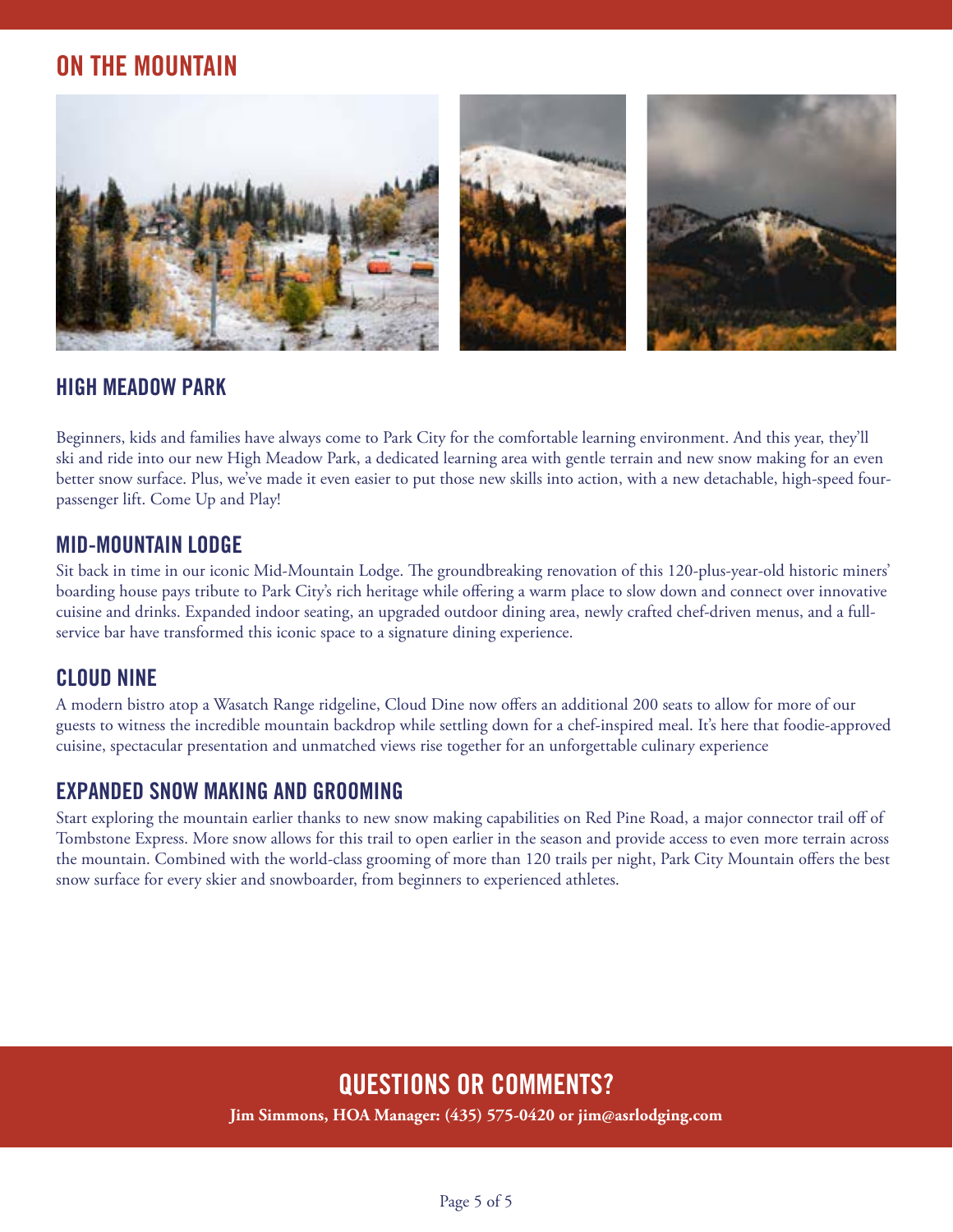# ON THE MOUNTAIN

## HIGH MEADOW PARK

Beginners, kids and families have always come to Park City for the comfortable learning environment. And this year, they'll ski and ride into our new High Meadow Park, a dedicated learning area with gentle terrain and new snow making for an even better snow surface. Plus, we've made it even easier to put those new skills into action, with a new detachable, high-speed four-passenger lift. Come Up and Play!

## MID-MOUNTAIN LODGE

Sit back in time in our iconic Mid-Mountain Lodge. The groundbreaking renovation of this 120-plus-year-old historic miners' boarding house pays tribute to Park City's rich heritage while offering a warm place to slow down and connect over innovative cuisine and drinks. Expanded indoor seating, an upgraded outdoor dining area, newly crafted chef-driven menus, and a full-service bar have transformed this iconic space to a signature dining experience.

## CLOUD NINE

A modern bistro atop a Wasatch Range ridgeline, Cloud Dine now offers an additional 200 seats to allow for more of our guests to witness the incredible mountain backdrop while settling down for a chef-inspired meal. It's here that foodie-approved cuisine, spectacular presentation and unmatched views rise together for an unforgettable culinary experience

## EXPANDED SNOW MAKING AND GROOMING

Start exploring the mountain earlier thanks to new snow making capabilities on Red Pine Road, a major connector trail off of Tombstone Express. More snow allows for this trail to open earlier in the season and provide access to even more terrain across the mountain. Combined with the world-class grooming of more than 120 trails per night, Park City Mountain offers the best snow surface for every skier and snowboarder, from beginners to experienced athletes.

## QUESTIONS OR COMMENTS?

**Jim Simmons, HOA Manager: (435) 575-0420 or jim@asrlodging.com**